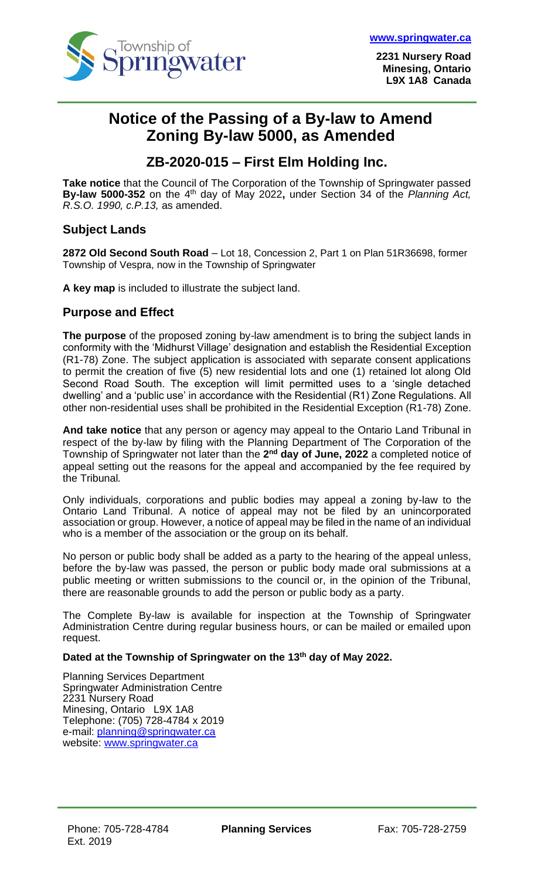www.springwater.ca

**2231 Nursery Road**
**Minesing, Ontario**
**L9X 1A8 Canada**

# Notice of the Passing of a By-law to Amend Zoning By-law 5000, as Amended

## ZB-2020-015 – First Elm Holding Inc.

**Take notice** that the Council of The Corporation of the Township of Springwater passed **By-law 5000-352** on the 4th day of May 2022**,** under Section 34 of the *Planning Act, R.S.O. 1990, c.P.13,* as amended.

### Subject Lands

**2872 Old Second South Road** – Lot 18, Concession 2, Part 1 on Plan 51R36698, former Township of Vespra, now in the Township of Springwater

**A key map** is included to illustrate the subject land.

### Purpose and Effect

**The purpose** of the proposed zoning by-law amendment is to bring the subject lands in conformity with the 'Midhurst Village' designation and establish the Residential Exception (R1-78) Zone. The subject application is associated with separate consent applications to permit the creation of five (5) new residential lots and one (1) retained lot along Old Second Road South. The exception will limit permitted uses to a 'single detached dwelling' and a 'public use' in accordance with the Residential (R1) Zone Regulations. All other non-residential uses shall be prohibited in the Residential Exception (R1-78) Zone.

**And take notice** that any person or agency may appeal to the Ontario Land Tribunal in respect of the by-law by filing with the Planning Department of The Corporation of the Township of Springwater not later than the **2nd day of June, 2022** a completed notice of appeal setting out the reasons for the appeal and accompanied by the fee required by the Tribunal.

Only individuals, corporations and public bodies may appeal a zoning by-law to the Ontario Land Tribunal. A notice of appeal may not be filed by an unincorporated association or group. However, a notice of appeal may be filed in the name of an individual who is a member of the association or the group on its behalf.

No person or public body shall be added as a party to the hearing of the appeal unless, before the by-law was passed, the person or public body made oral submissions at a public meeting or written submissions to the council or, in the opinion of the Tribunal, there are reasonable grounds to add the person or public body as a party.

The Complete By-law is available for inspection at the Township of Springwater Administration Centre during regular business hours, or can be mailed or emailed upon request.

**Dated at the Township of Springwater on the 13th day of May 2022.**

Planning Services Department
Springwater Administration Centre
2231 Nursery Road
Minesing, Ontario L9X 1A8
Telephone: (705) 728-4784 x 2019
e-mail: planning@springwater.ca
website: www.springwater.ca

Phone: 705-728-4784 Ext. 2019 **Planning Services** Fax: 705-728-2759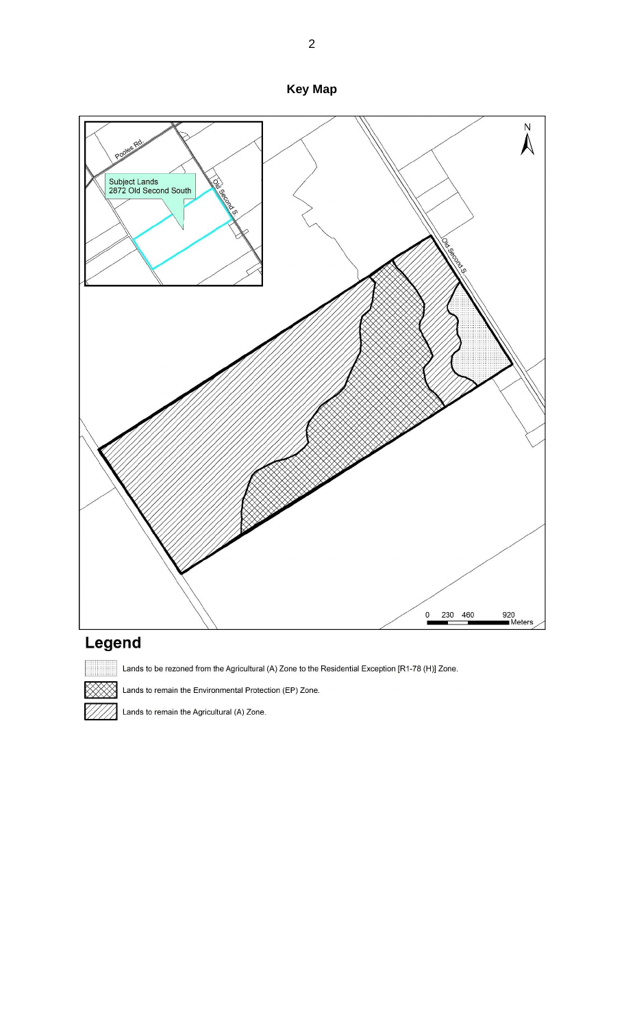## Key Map

Poole's Rd.

Subject Lands
2872 Old Second South

Old Second S.

N

0 230 460 920
Meters

# Legend

Lands to be rezoned from the Agricultural (A) Zone to the Residential Exception [R1-78 (H)] Zone.

Lands to remain the Environmental Protection (EP) Zone.

Lands to remain the Agricultural (A) Zone.